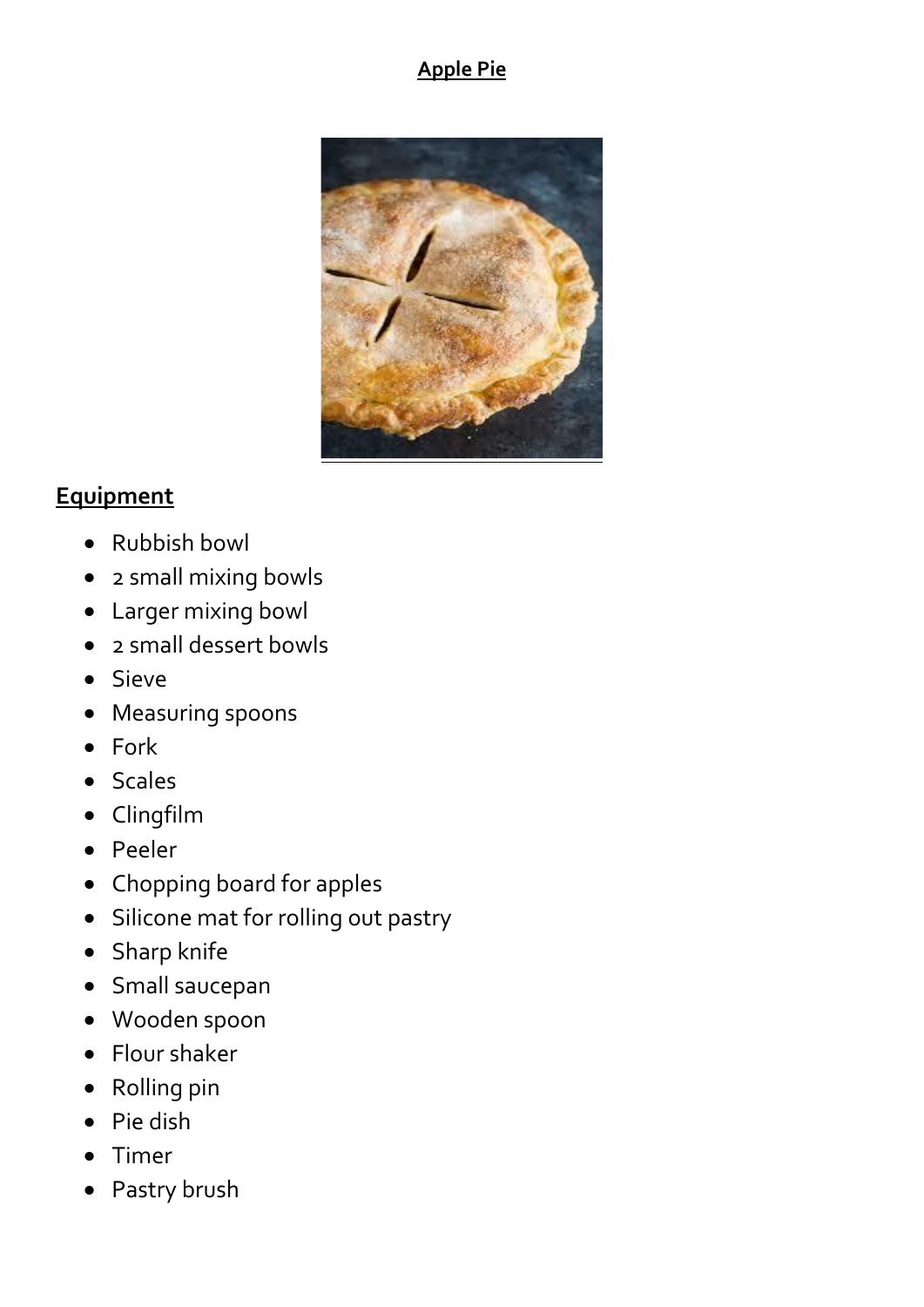# Apple Pie

## Equipment

- Rubbish bowl
- 2 small mixing bowls
- Larger mixing bowl
- 2 small dessert bowls
- Sieve
- Measuring spoons
- Fork
- Scales
- Clingfilm
- Peeler
- Chopping board for apples
- Silicone mat for rolling out pastry
- Sharp knife
- Small saucepan
- Wooden spoon
- Flour shaker
- Rolling pin
- Pie dish
- Timer
- Pastry brush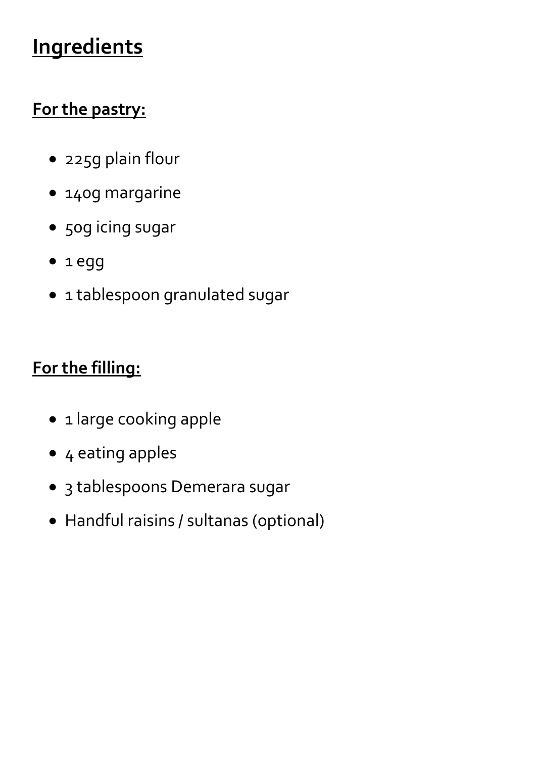# Ingredients

## For the pastry:

- 225g plain flour
- 140g margarine
- 50g icing sugar
- 1 egg
- 1 tablespoon granulated sugar

## For the filling:

- 1 large cooking apple
- 4 eating apples
- 3 tablespoons Demerara sugar
- Handful raisins / sultanas (optional)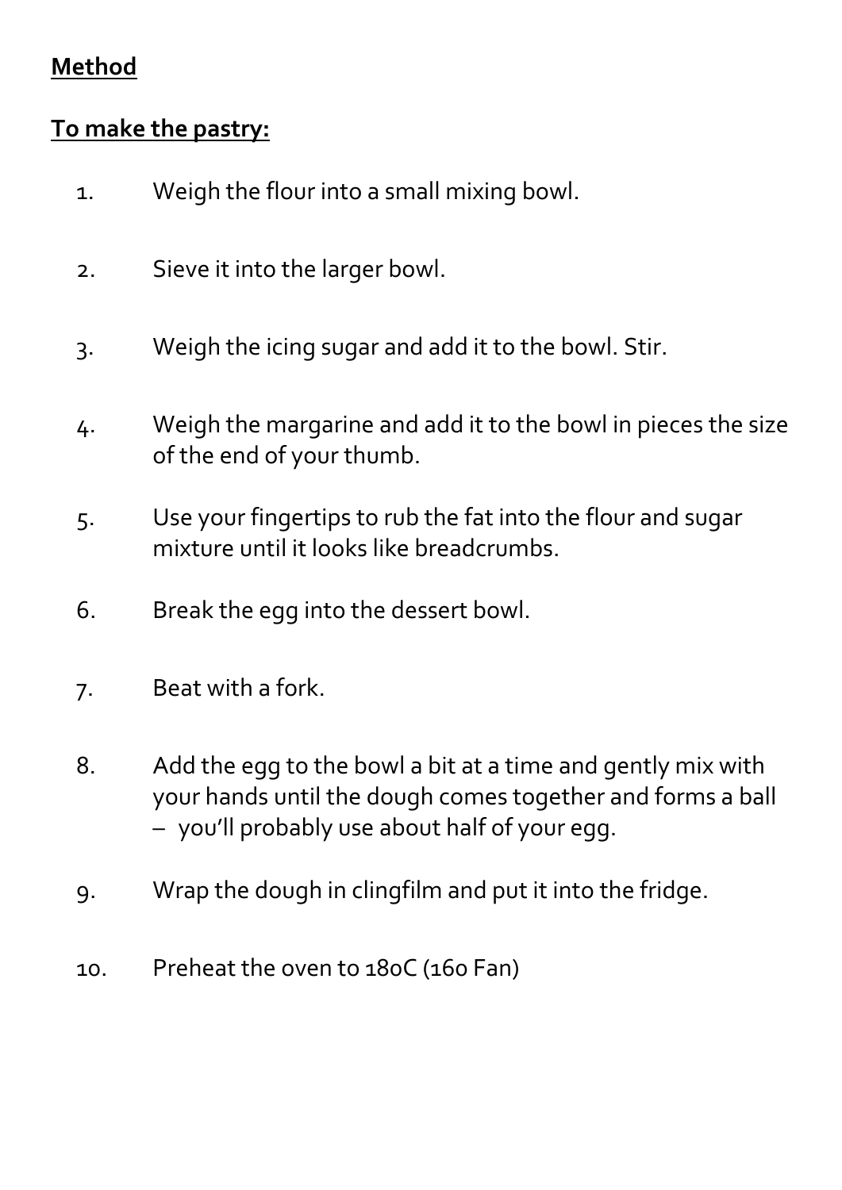**Method**

**To make the pastry:**

1. Weigh the flour into a small mixing bowl.

2. Sieve it into the larger bowl.

3. Weigh the icing sugar and add it to the bowl. Stir.

4. Weigh the margarine and add it to the bowl in pieces the size of the end of your thumb.

5. Use your fingertips to rub the fat into the flour and sugar mixture until it looks like breadcrumbs.

6. Break the egg into the dessert bowl.

7. Beat with a fork.

8. Add the egg to the bowl a bit at a time and gently mix with your hands until the dough comes together and forms a ball – you'll probably use about half of your egg.

9. Wrap the dough in clingfilm and put it into the fridge.

10. Preheat the oven to 180C (160 Fan)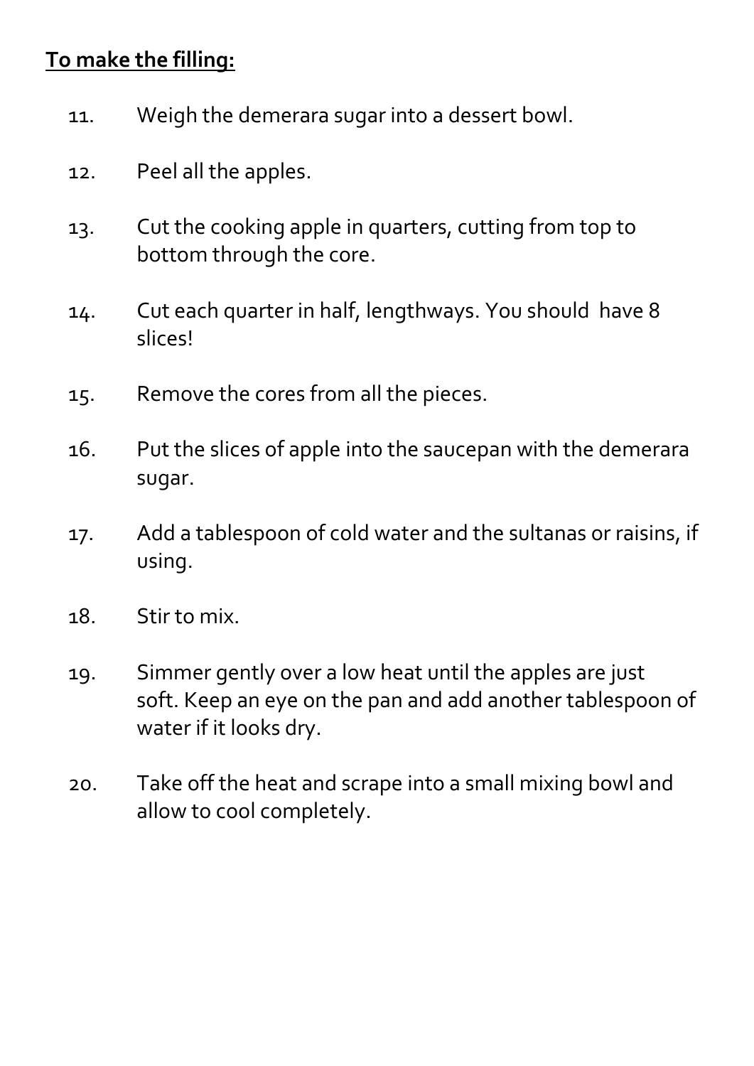**To make the filling:**

11. Weigh the demerara sugar into a dessert bowl.
12. Peel all the apples.
13. Cut the cooking apple in quarters, cutting from top to bottom through the core.
14. Cut each quarter in half, lengthways. You should have 8 slices!
15. Remove the cores from all the pieces.
16. Put the slices of apple into the saucepan with the demerara sugar.
17. Add a tablespoon of cold water and the sultanas or raisins, if using.
18. Stir to mix.
19. Simmer gently over a low heat until the apples are just soft. Keep an eye on the pan and add another tablespoon of water if it looks dry.
20. Take off the heat and scrape into a small mixing bowl and allow to cool completely.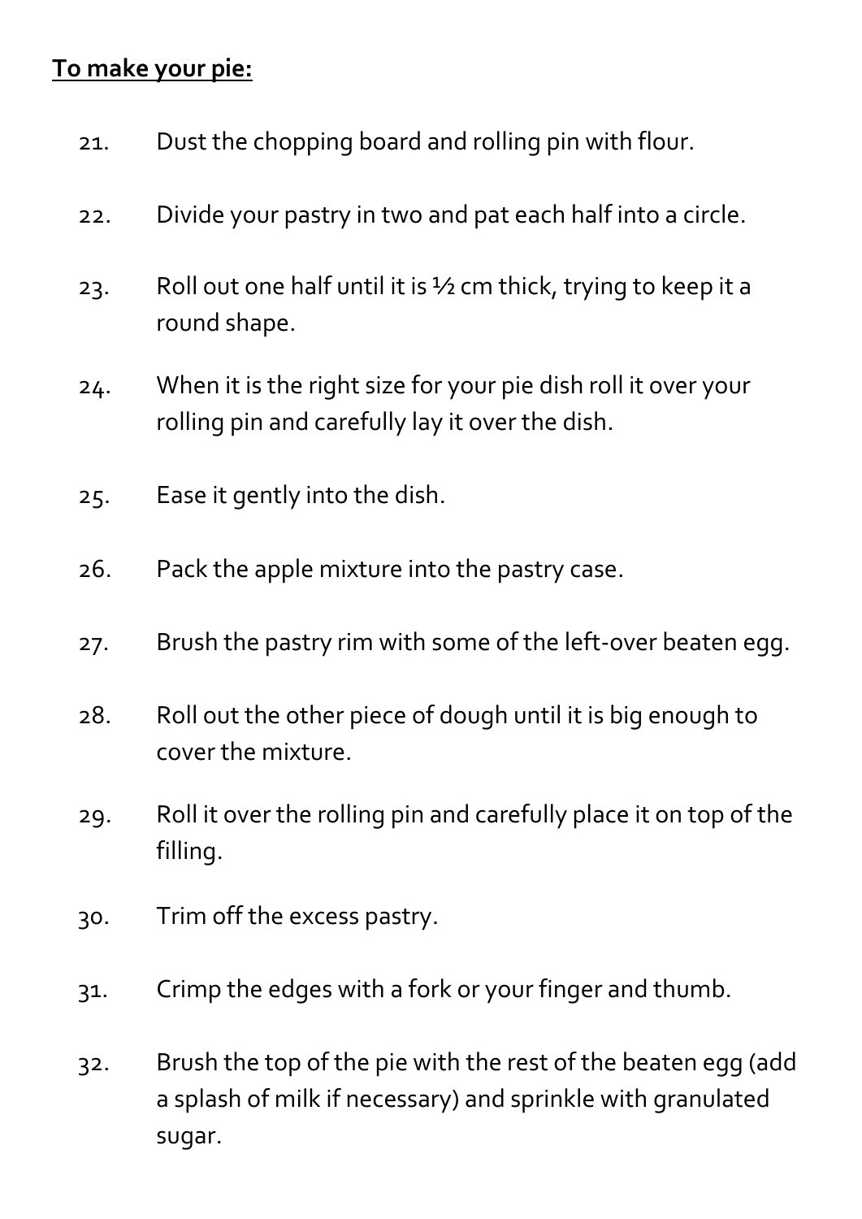**To make your pie:**

21. Dust the chopping board and rolling pin with flour.
22. Divide your pastry in two and pat each half into a circle.
23. Roll out one half until it is ½ cm thick, trying to keep it a round shape.
24. When it is the right size for your pie dish roll it over your rolling pin and carefully lay it over the dish.
25. Ease it gently into the dish.
26. Pack the apple mixture into the pastry case.
27. Brush the pastry rim with some of the left-over beaten egg.
28. Roll out the other piece of dough until it is big enough to cover the mixture.
29. Roll it over the rolling pin and carefully place it on top of the filling.
30. Trim off the excess pastry.
31. Crimp the edges with a fork or your finger and thumb.
32. Brush the top of the pie with the rest of the beaten egg (add a splash of milk if necessary) and sprinkle with granulated sugar.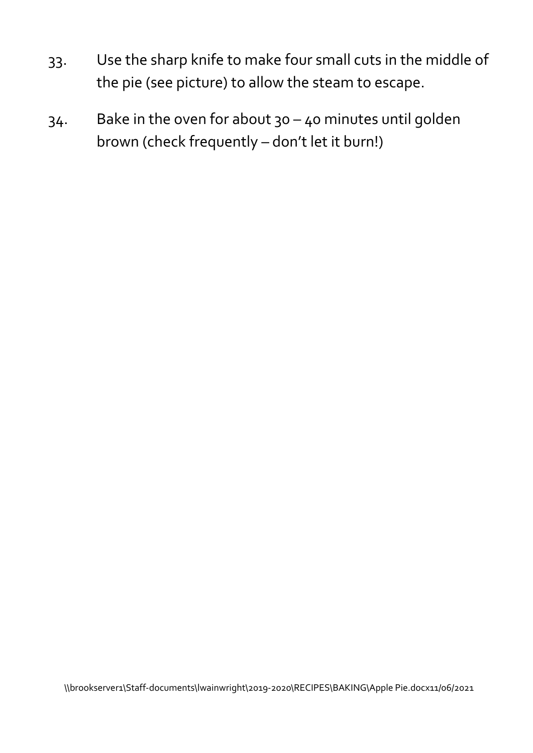33. Use the sharp knife to make four small cuts in the middle of the pie (see picture) to allow the steam to escape.

34. Bake in the oven for about 30 – 40 minutes until golden brown (check frequently – don't let it burn!)